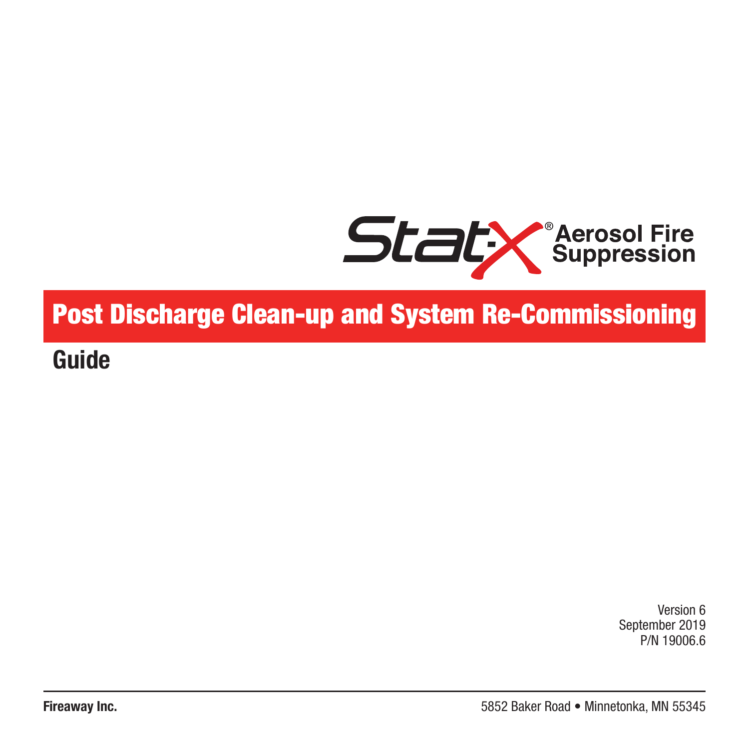Stat-X® Aerosol Fire Suppression

# Post Discharge Clean-up and System Re-Commissioning

## Guide

Version 6
September 2019
P/N 19006.6

**Fireaway Inc.**
5852 Baker Road • Minnetonka, MN 55345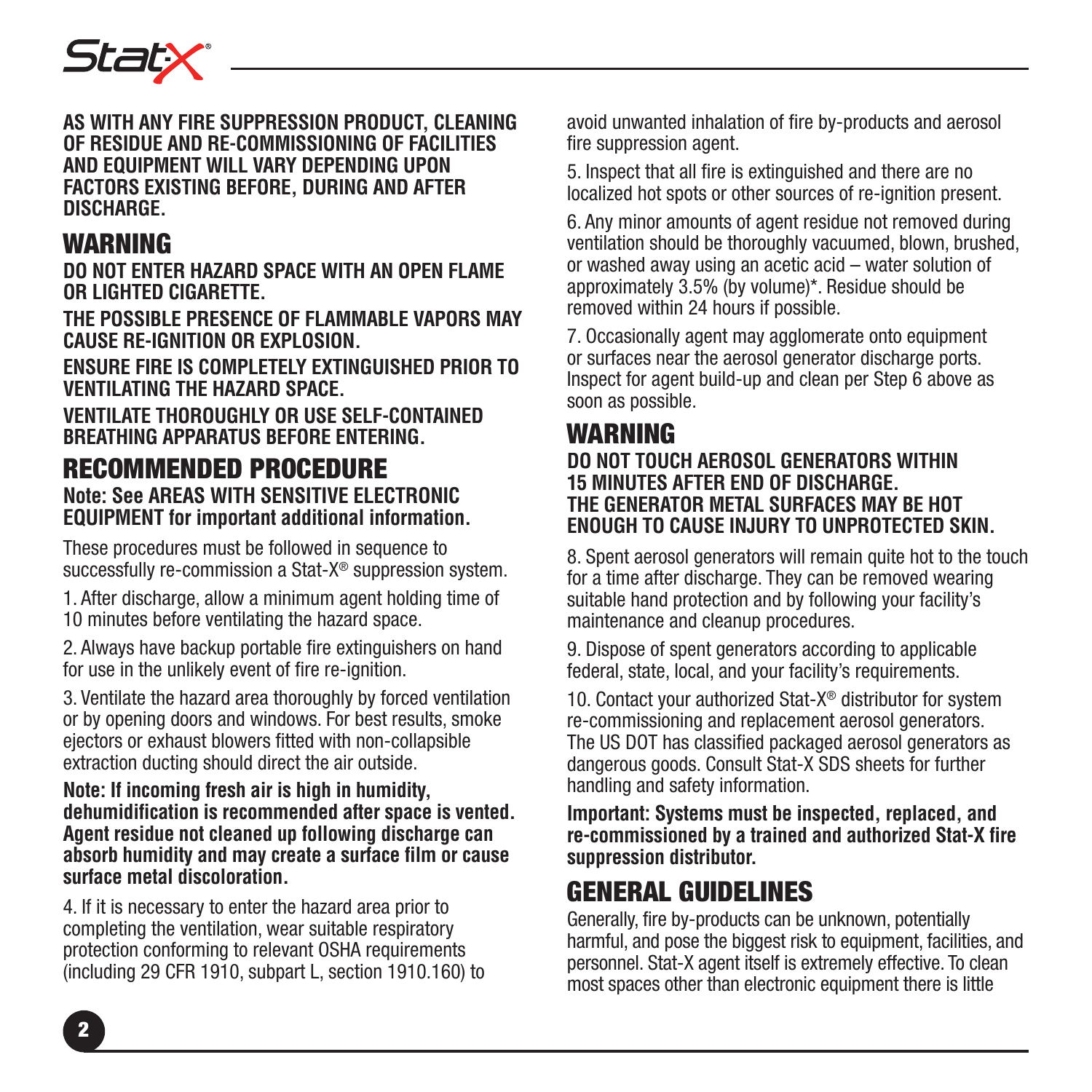**AS WITH ANY FIRE SUPPRESSION PRODUCT, CLEANING OF RESIDUE AND RE-COMMISSIONING OF FACILITIES AND EQUIPMENT WILL VARY DEPENDING UPON FACTORS EXISTING BEFORE, DURING AND AFTER DISCHARGE.**

## WARNING

**DO NOT ENTER HAZARD SPACE WITH AN OPEN FLAME OR LIGHTED CIGARETTE.**

**THE POSSIBLE PRESENCE OF FLAMMABLE VAPORS MAY CAUSE RE-IGNITION OR EXPLOSION.**

**ENSURE FIRE IS COMPLETELY EXTINGUISHED PRIOR TO VENTILATING THE HAZARD SPACE.**

**VENTILATE THOROUGHLY OR USE SELF-CONTAINED BREATHING APPARATUS BEFORE ENTERING.**

## RECOMMENDED PROCEDURE

**Note: See AREAS WITH SENSITIVE ELECTRONIC EQUIPMENT for important additional information.**

These procedures must be followed in sequence to successfully re-commission a Stat-X® suppression system.

1. After discharge, allow a minimum agent holding time of 10 minutes before ventilating the hazard space.

2. Always have backup portable fire extinguishers on hand for use in the unlikely event of fire re-ignition.

3. Ventilate the hazard area thoroughly by forced ventilation or by opening doors and windows. For best results, smoke ejectors or exhaust blowers fitted with non-collapsible extraction ducting should direct the air outside.

**Note: If incoming fresh air is high in humidity, dehumidification is recommended after space is vented. Agent residue not cleaned up following discharge can absorb humidity and may create a surface film or cause surface metal discoloration.**

4. If it is necessary to enter the hazard area prior to completing the ventilation, wear suitable respiratory protection conforming to relevant OSHA requirements (including 29 CFR 1910, subpart L, section 1910.160) to avoid unwanted inhalation of fire by-products and aerosol fire suppression agent.

5. Inspect that all fire is extinguished and there are no localized hot spots or other sources of re-ignition present.

6. Any minor amounts of agent residue not removed during ventilation should be thoroughly vacuumed, blown, brushed, or washed away using an acetic acid – water solution of approximately 3.5% (by volume)*. Residue should be removed within 24 hours if possible.

7. Occasionally agent may agglomerate onto equipment or surfaces near the aerosol generator discharge ports. Inspect for agent build-up and clean per Step 6 above as soon as possible.

## WARNING

**DO NOT TOUCH AEROSOL GENERATORS WITHIN 15 MINUTES AFTER END OF DISCHARGE.**
**THE GENERATOR METAL SURFACES MAY BE HOT ENOUGH TO CAUSE INJURY TO UNPROTECTED SKIN.**

8. Spent aerosol generators will remain quite hot to the touch for a time after discharge. They can be removed wearing suitable hand protection and by following your facility's maintenance and cleanup procedures.

9. Dispose of spent generators according to applicable federal, state, local, and your facility's requirements.

10. Contact your authorized Stat-X® distributor for system re-commissioning and replacement aerosol generators. The US DOT has classified packaged aerosol generators as dangerous goods. Consult Stat-X SDS sheets for further handling and safety information.

**Important: Systems must be inspected, replaced, and re-commissioned by a trained and authorized Stat-X fire suppression distributor.**

## GENERAL GUIDELINES

Generally, fire by-products can be unknown, potentially harmful, and pose the biggest risk to equipment, facilities, and personnel. Stat-X agent itself is extremely effective. To clean most spaces other than electronic equipment there is little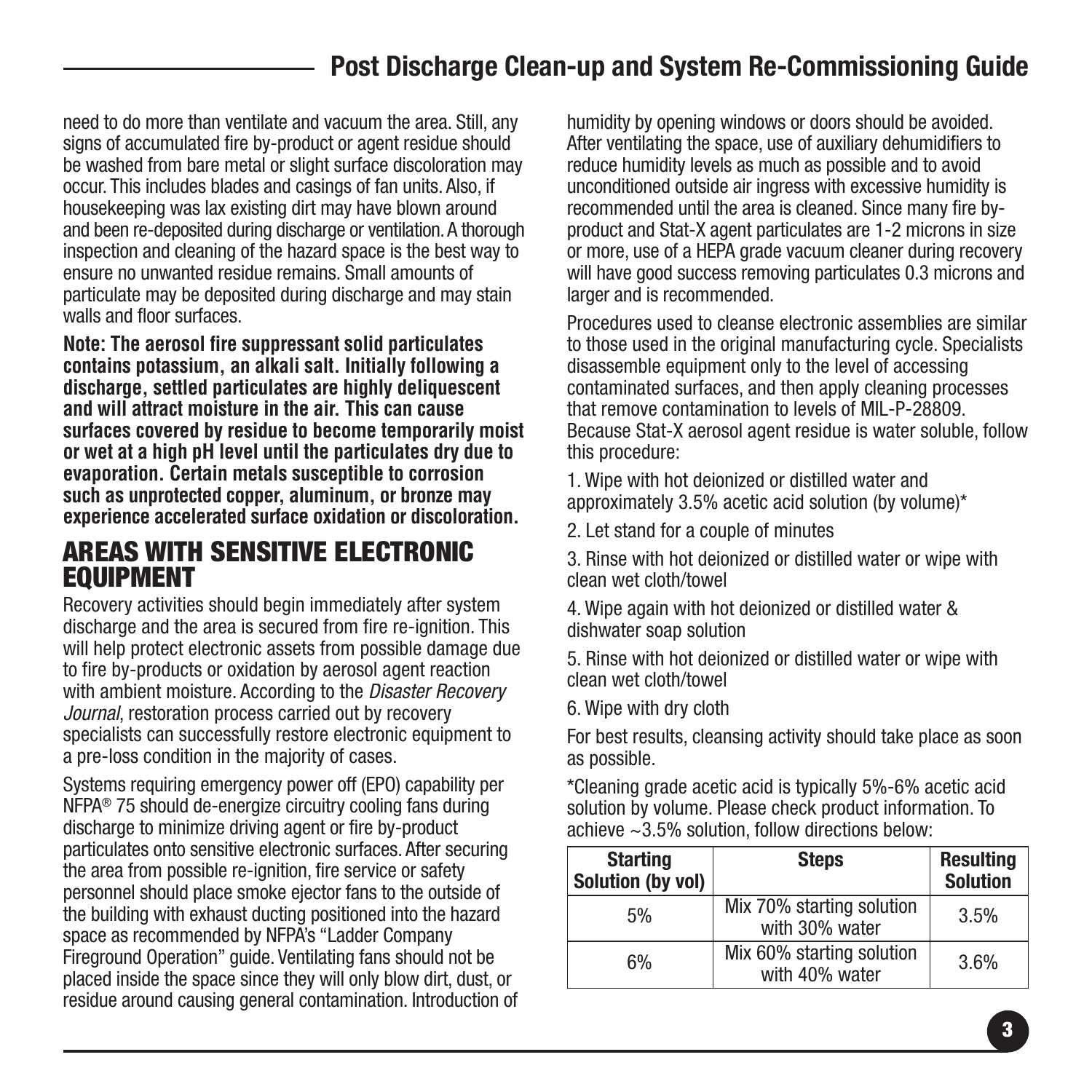need to do more than ventilate and vacuum the area. Still, any signs of accumulated fire by-product or agent residue should be washed from bare metal or slight surface discoloration may occur. This includes blades and casings of fan units. Also, if housekeeping was lax existing dirt may have blown around and been re-deposited during discharge or ventilation. A thorough inspection and cleaning of the hazard space is the best way to ensure no unwanted residue remains. Small amounts of particulate may be deposited during discharge and may stain walls and floor surfaces.

**Note: The aerosol fire suppressant solid particulates contains potassium, an alkali salt. Initially following a discharge, settled particulates are highly deliquescent and will attract moisture in the air. This can cause surfaces covered by residue to become temporarily moist or wet at a high pH level until the particulates dry due to evaporation. Certain metals susceptible to corrosion such as unprotected copper, aluminum, or bronze may experience accelerated surface oxidation or discoloration.**

## AREAS WITH SENSITIVE ELECTRONIC EQUIPMENT

Recovery activities should begin immediately after system discharge and the area is secured from fire re-ignition. This will help protect electronic assets from possible damage due to fire by-products or oxidation by aerosol agent reaction with ambient moisture. According to the *Disaster Recovery Journal*, restoration process carried out by recovery specialists can successfully restore electronic equipment to a pre-loss condition in the majority of cases.

Systems requiring emergency power off (EPO) capability per NFPA® 75 should de-energize circuitry cooling fans during discharge to minimize driving agent or fire by-product particulates onto sensitive electronic surfaces. After securing the area from possible re-ignition, fire service or safety personnel should place smoke ejector fans to the outside of the building with exhaust ducting positioned into the hazard space as recommended by NFPA's "Ladder Company Fireground Operation" guide. Ventilating fans should not be placed inside the space since they will only blow dirt, dust, or residue around causing general contamination. Introduction of humidity by opening windows or doors should be avoided. After ventilating the space, use of auxiliary dehumidifiers to reduce humidity levels as much as possible and to avoid unconditioned outside air ingress with excessive humidity is recommended until the area is cleaned. Since many fire by-product and Stat-X agent particulates are 1-2 microns in size or more, use of a HEPA grade vacuum cleaner during recovery will have good success removing particulates 0.3 microns and larger and is recommended.

Procedures used to cleanse electronic assemblies are similar to those used in the original manufacturing cycle. Specialists disassemble equipment only to the level of accessing contaminated surfaces, and then apply cleaning processes that remove contamination to levels of MIL-P-28809. Because Stat-X aerosol agent residue is water soluble, follow this procedure:

1. Wipe with hot deionized or distilled water and approximately 3.5% acetic acid solution (by volume)*
2. Let stand for a couple of minutes
3. Rinse with hot deionized or distilled water or wipe with clean wet cloth/towel
4. Wipe again with hot deionized or distilled water & dishwater soap solution
5. Rinse with hot deionized or distilled water or wipe with clean wet cloth/towel
6. Wipe with dry cloth

For best results, cleansing activity should take place as soon as possible.

*Cleaning grade acetic acid is typically 5%-6% acetic acid solution by volume. Please check product information. To achieve ~3.5% solution, follow directions below:

| Starting Solution (by vol) | Steps | Resulting Solution |
|---|---|---|
| 5% | Mix 70% starting solution with 30% water | 3.5% |
| 6% | Mix 60% starting solution with 40% water | 3.6% |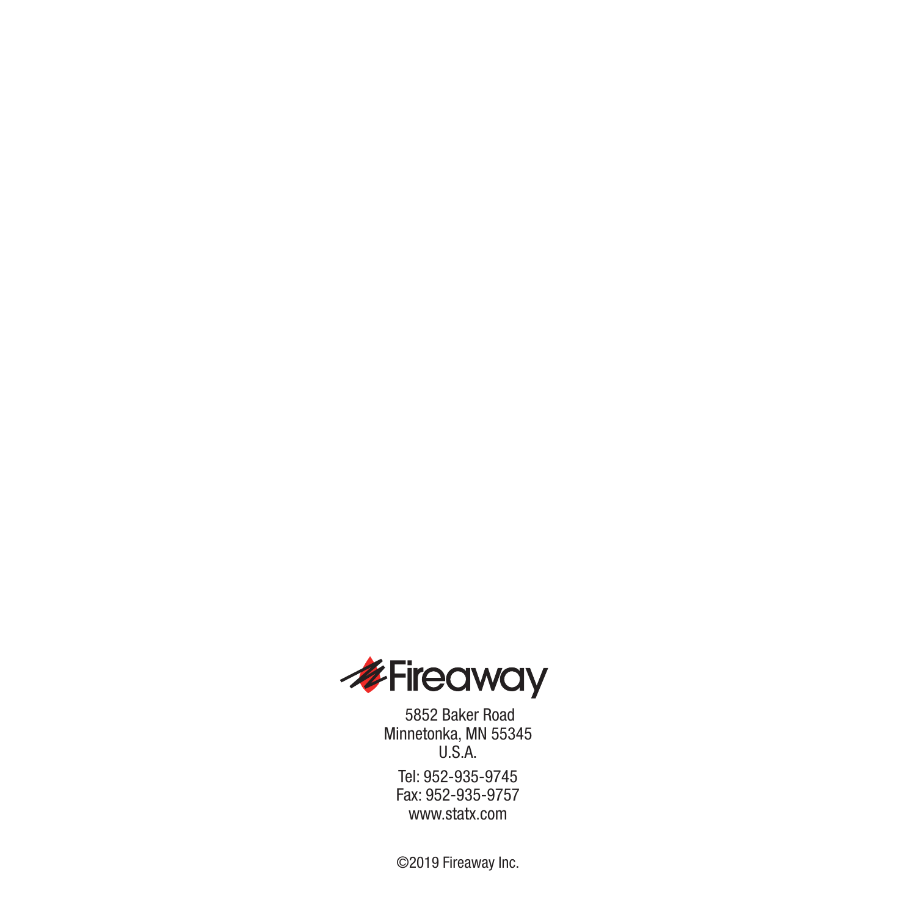Fireaway

5852 Baker Road
Minnetonka, MN 55345
U.S.A.

Tel: 952-935-9745
Fax: 952-935-9757
www.statx.com

©2019 Fireaway Inc.